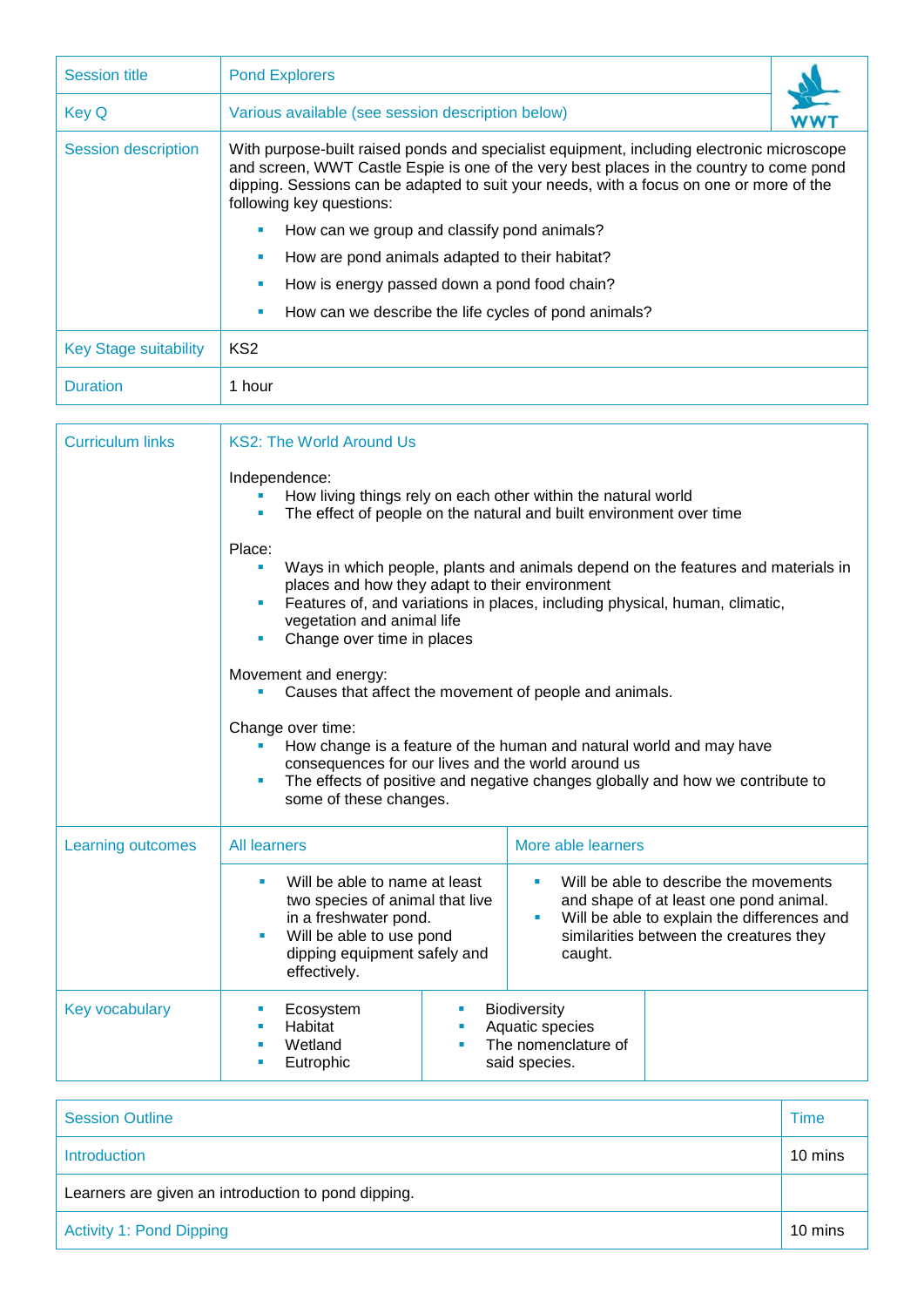| Session title | Pond Explorers |
| --- | --- |
| Key Q | Various available (see session description below) |
| Session description | With purpose-built raised ponds and specialist equipment, including electronic microscope and screen, WWT Castle Espie is one of the very best places in the country to come pond dipping. Sessions can be adapted to suit your needs, with a focus on one or more of the following key questions:<br>▪ How can we group and classify pond animals?<br>▪ How are pond animals adapted to their habitat?<br>▪ How is energy passed down a pond food chain?<br>▪ How can we describe the life cycles of pond animals? |
| Key Stage suitability | KS2 |
| Duration | 1 hour |

| Curriculum links | KS2: The World Around Us<br><br>Independence:<br>▪ How living things rely on each other within the natural world<br>▪ The effect of people on the natural and built environment over time<br><br>Place:<br>▪ Ways in which people, plants and animals depend on the features and materials in places and how they adapt to their environment<br>▪ Features of, and variations in places, including physical, human, climatic, vegetation and animal life<br>▪ Change over time in places<br><br>Movement and energy:<br>▪ Causes that affect the movement of people and animals.<br><br>Change over time:<br>▪ How change is a feature of the human and natural world and may have consequences for our lives and the world around us<br>▪ The effects of positive and negative changes globally and how we contribute to some of these changes. | |
| --- | --- | --- |
| Learning outcomes | All learners | More able learners |
| | ▪ Will be able to name at least two species of animal that live in a freshwater pond.<br>▪ Will be able to use pond dipping equipment safely and effectively. | ▪ Will be able to describe the movements and shape of at least one pond animal.<br>▪ Will be able to explain the differences and similarities between the creatures they caught. |
| Key vocabulary | ▪ Ecosystem<br>▪ Habitat<br>▪ Wetland<br>▪ Eutrophic | ▪ Biodiversity<br>▪ Aquatic species<br>▪ The nomenclature of said species. |

| Session Outline | Time |
| --- | --- |
| Introduction | 10 mins |
| Learners are given an introduction to pond dipping. | |
| Activity 1: Pond Dipping | 10 mins |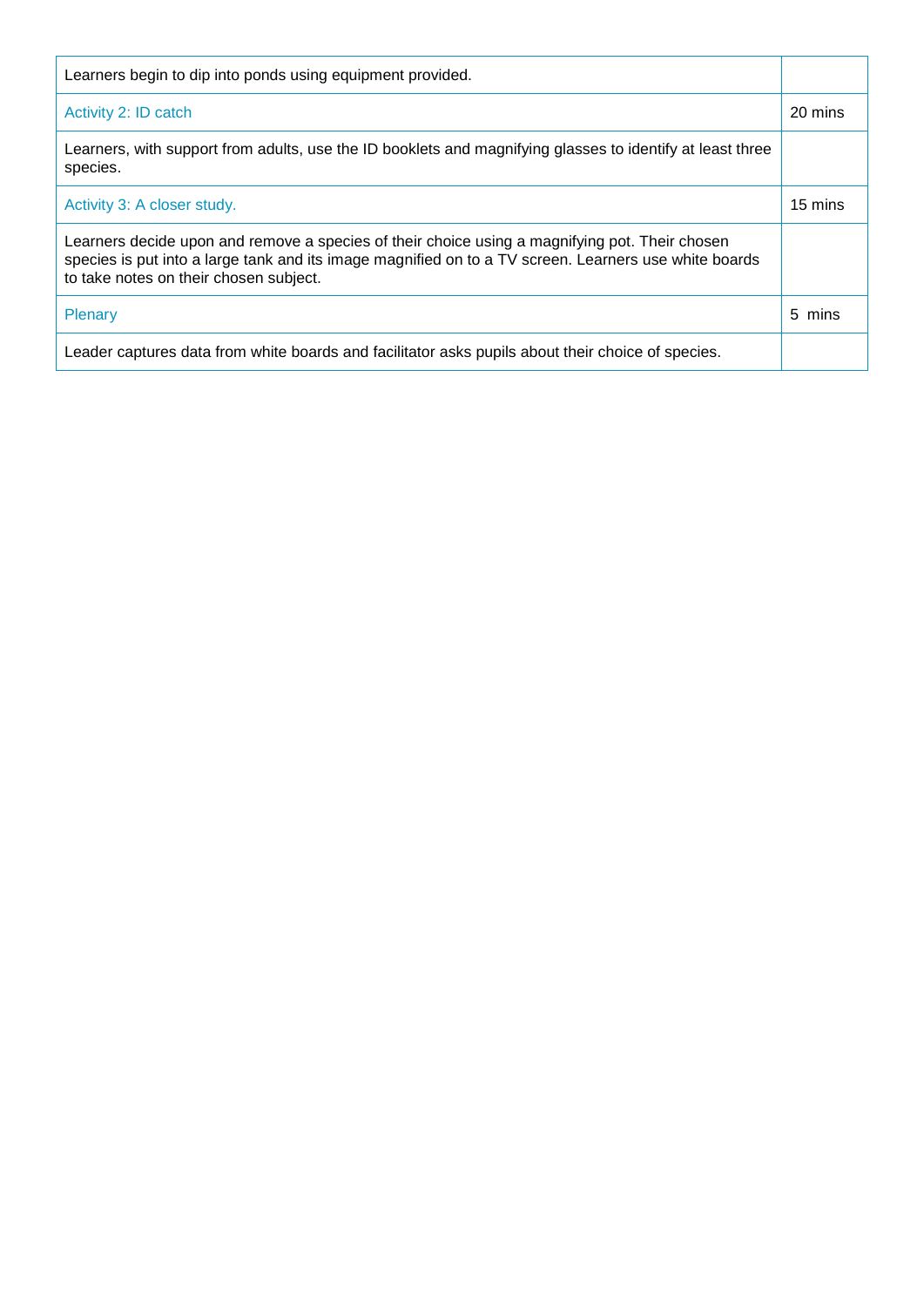| | |
|---|---|
| Learners begin to dip into ponds using equipment provided. | |
| Activity 2: ID catch | 20 mins |
| Learners, with support from adults, use the ID booklets and magnifying glasses to identify at least three species. | |
| Activity 3: A closer study. | 15 mins |
| Learners decide upon and remove a species of their choice using a magnifying pot. Their chosen species is put into a large tank and its image magnified on to a TV screen. Learners use white boards to take notes on their chosen subject. | |
| Plenary | 5 mins |
| Leader captures data from white boards and facilitator asks pupils about their choice of species. | |